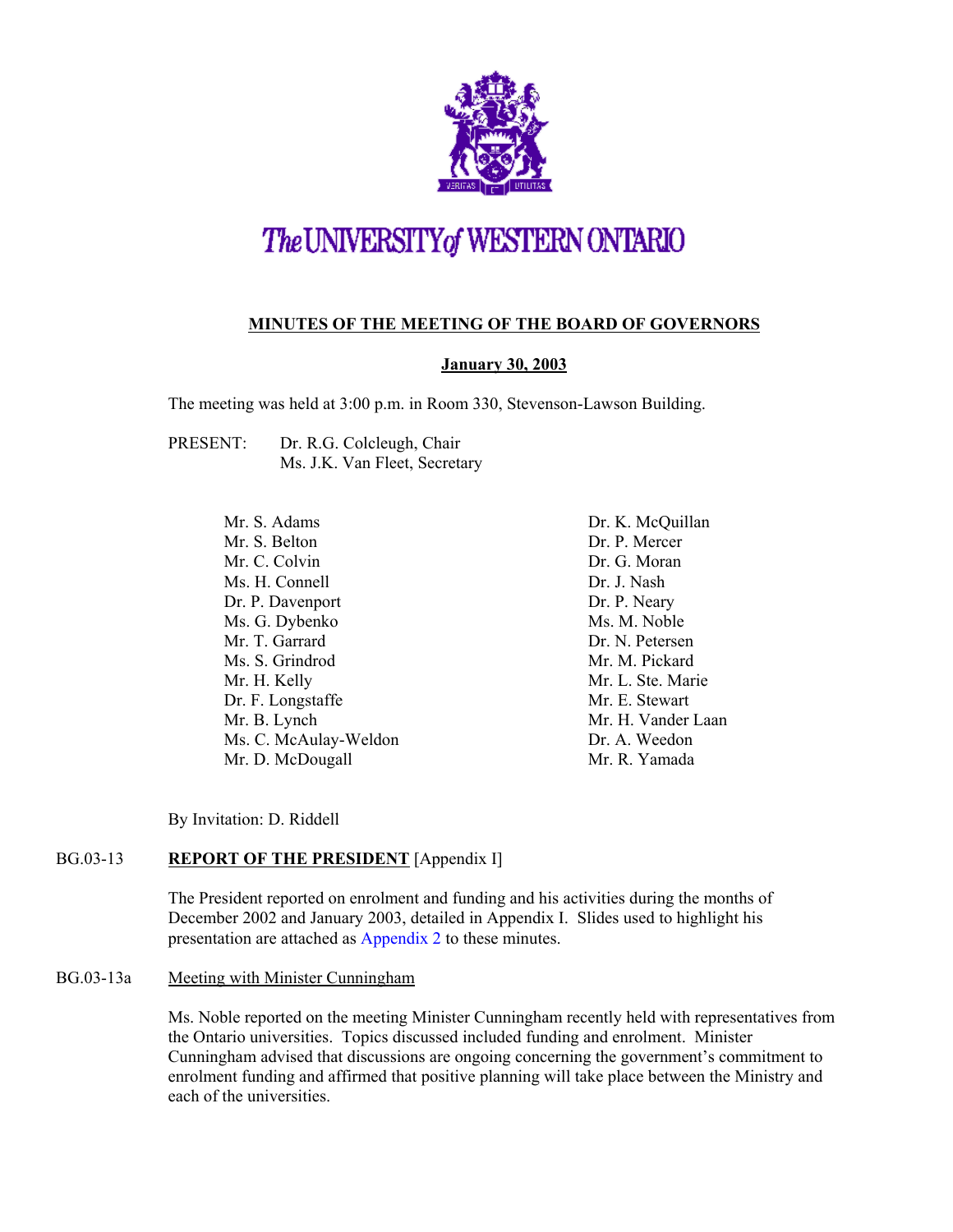# The UNIVERSITY of WESTERN ONTARIO

## MINUTES OF THE MEETING OF THE BOARD OF GOVERNORS

**January 30, 2003**

The meeting was held at 3:00 p.m. in Room 330, Stevenson-Lawson Building.

PRESENT: Dr. R.G. Colcleugh, Chair
Ms. J.K. Van Fleet, Secretary

Mr. S. Adams
Mr. S. Belton
Mr. C. Colvin
Ms. H. Connell
Dr. P. Davenport
Ms. G. Dybenko
Mr. T. Garrard
Ms. S. Grindrod
Mr. H. Kelly
Dr. F. Longstaffe
Mr. B. Lynch
Ms. C. McAulay-Weldon
Mr. D. McDougall
Dr. K. McQuillan
Dr. P. Mercer
Dr. G. Moran
Dr. J. Nash
Dr. P. Neary
Ms. M. Noble
Dr. N. Petersen
Mr. M. Pickard
Mr. L. Ste. Marie
Mr. E. Stewart
Mr. H. Vander Laan
Dr. A. Weedon
Mr. R. Yamada

By Invitation: D. Riddell

BG.03-13 **REPORT OF THE PRESIDENT** [Appendix I]

The President reported on enrolment and funding and his activities during the months of December 2002 and January 2003, detailed in Appendix I. Slides used to highlight his presentation are attached as Appendix 2 to these minutes.

BG.03-13a Meeting with Minister Cunningham

Ms. Noble reported on the meeting Minister Cunningham recently held with representatives from the Ontario universities. Topics discussed included funding and enrolment. Minister Cunningham advised that discussions are ongoing concerning the government's commitment to enrolment funding and affirmed that positive planning will take place between the Ministry and each of the universities.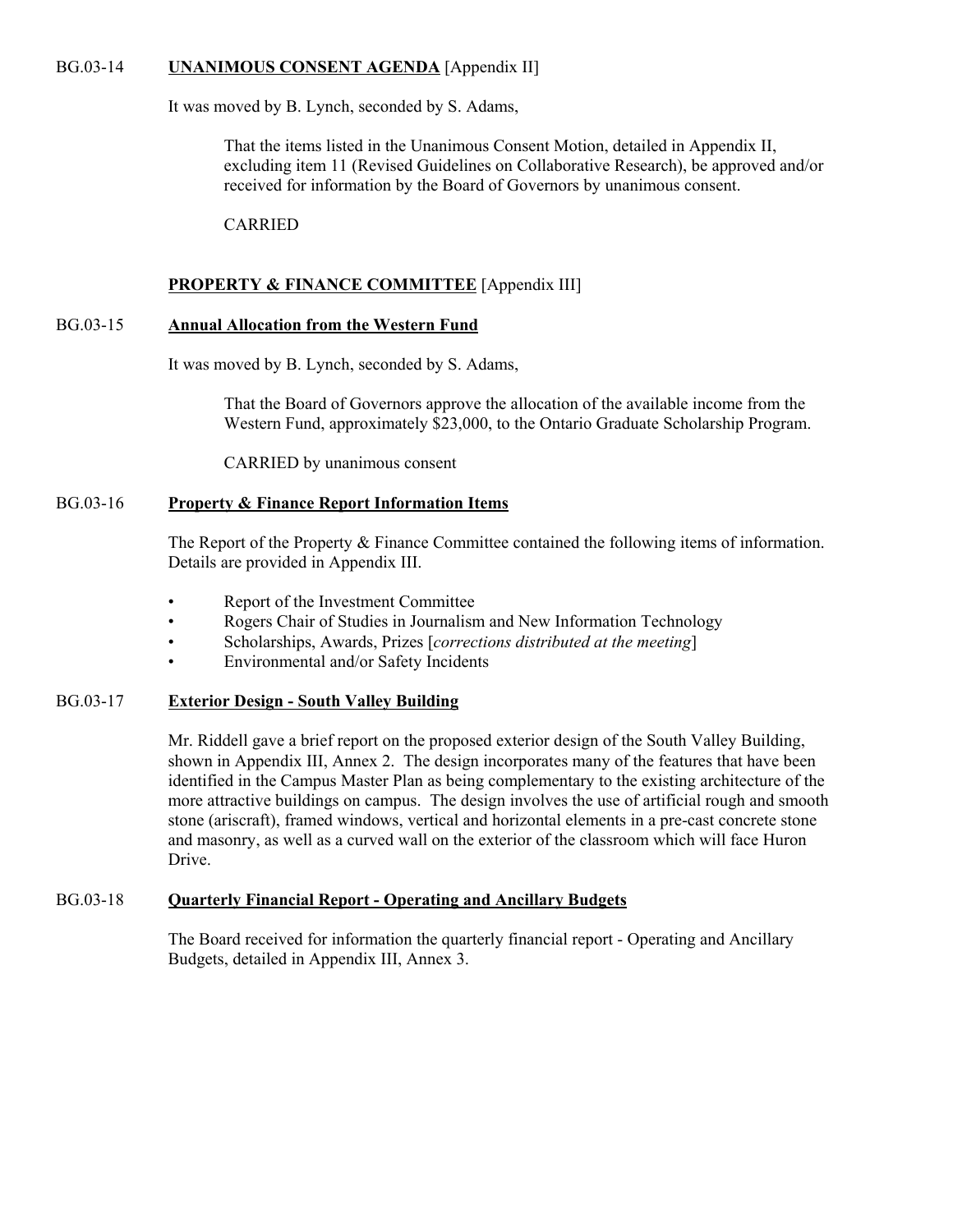BG.03-14 **UNANIMOUS CONSENT AGENDA** [Appendix II]

It was moved by B. Lynch, seconded by S. Adams,

> That the items listed in the Unanimous Consent Motion, detailed in Appendix II, excluding item 11 (Revised Guidelines on Collaborative Research), be approved and/or received for information by the Board of Governors by unanimous consent.
>
> CARRIED

**PROPERTY & FINANCE COMMITTEE** [Appendix III]

BG.03-15 **Annual Allocation from the Western Fund**

It was moved by B. Lynch, seconded by S. Adams,

> That the Board of Governors approve the allocation of the available income from the Western Fund, approximately $23,000, to the Ontario Graduate Scholarship Program.
>
> CARRIED by unanimous consent

BG.03-16 **Property & Finance Report Information Items**

The Report of the Property & Finance Committee contained the following items of information. Details are provided in Appendix III.

- Report of the Investment Committee
- Rogers Chair of Studies in Journalism and New Information Technology
- Scholarships, Awards, Prizes [*corrections distributed at the meeting*]
- Environmental and/or Safety Incidents

BG.03-17 **Exterior Design - South Valley Building**

Mr. Riddell gave a brief report on the proposed exterior design of the South Valley Building, shown in Appendix III, Annex 2. The design incorporates many of the features that have been identified in the Campus Master Plan as being complementary to the existing architecture of the more attractive buildings on campus. The design involves the use of artificial rough and smooth stone (ariscraft), framed windows, vertical and horizontal elements in a pre-cast concrete stone and masonry, as well as a curved wall on the exterior of the classroom which will face Huron Drive.

BG.03-18 **Quarterly Financial Report - Operating and Ancillary Budgets**

The Board received for information the quarterly financial report - Operating and Ancillary Budgets, detailed in Appendix III, Annex 3.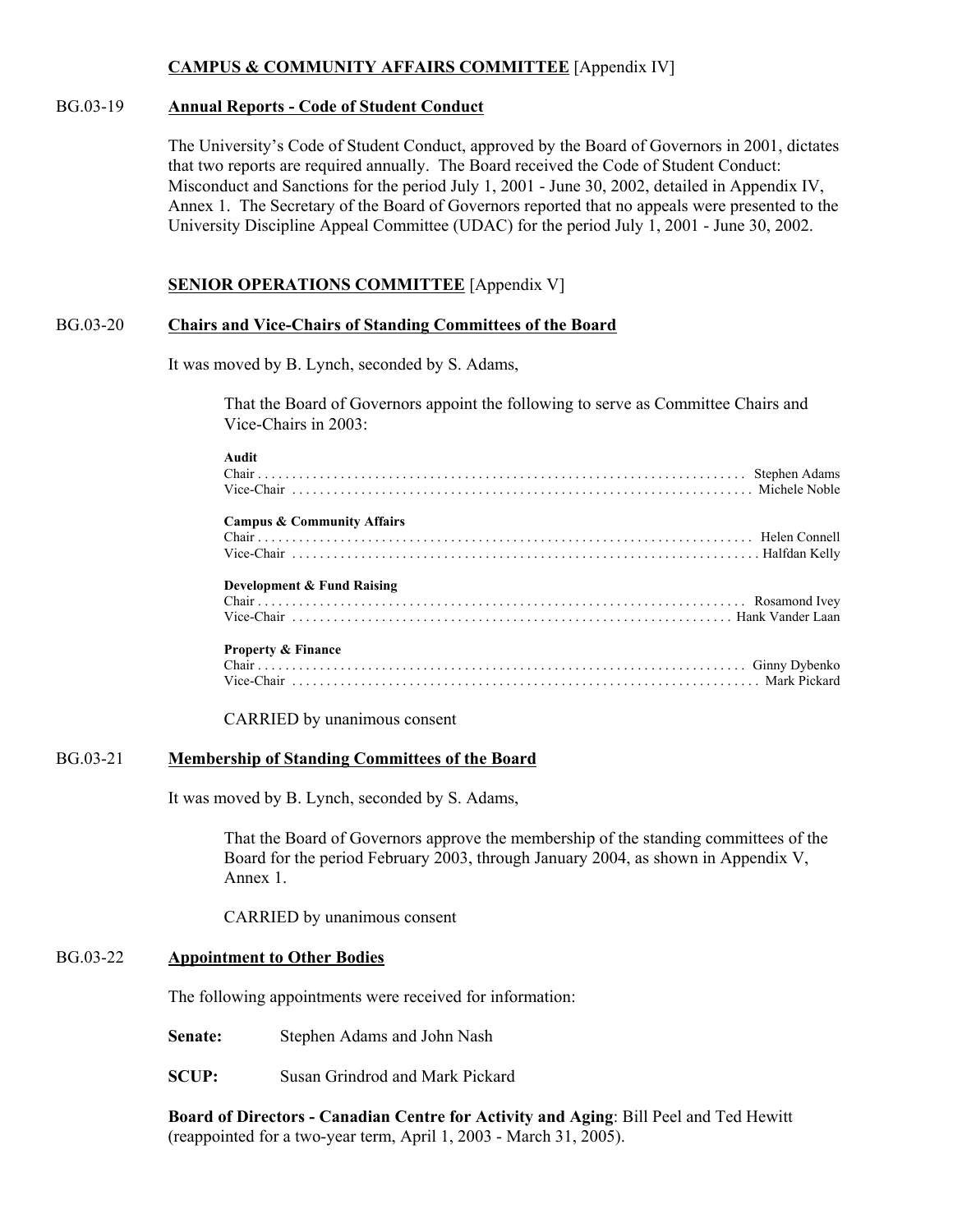**CAMPUS & COMMUNITY AFFAIRS COMMITTEE** [Appendix IV]

BG.03-19 **Annual Reports - Code of Student Conduct**

The University's Code of Student Conduct, approved by the Board of Governors in 2001, dictates that two reports are required annually. The Board received the Code of Student Conduct: Misconduct and Sanctions for the period July 1, 2001 - June 30, 2002, detailed in Appendix IV, Annex 1. The Secretary of the Board of Governors reported that no appeals were presented to the University Discipline Appeal Committee (UDAC) for the period July 1, 2001 - June 30, 2002.

**SENIOR OPERATIONS COMMITTEE** [Appendix V]

BG.03-20 **Chairs and Vice-Chairs of Standing Committees of the Board**

It was moved by B. Lynch, seconded by S. Adams,

> That the Board of Governors appoint the following to serve as Committee Chairs and Vice-Chairs in 2003:
>
> **Audit**
> Chair . . . . . . . . . . . . . . . . . . . . . . . . . . . . . . . . . . . . . . . . . Stephen Adams
> Vice-Chair . . . . . . . . . . . . . . . . . . . . . . . . . . . . . . . . . . . . . Michele Noble
>
> **Campus & Community Affairs**
> Chair . . . . . . . . . . . . . . . . . . . . . . . . . . . . . . . . . . . . . . . . . Helen Connell
> Vice-Chair . . . . . . . . . . . . . . . . . . . . . . . . . . . . . . . . . . . . . Halfdan Kelly
>
> **Development & Fund Raising**
> Chair . . . . . . . . . . . . . . . . . . . . . . . . . . . . . . . . . . . . . . . . . Rosamond Ivey
> Vice-Chair . . . . . . . . . . . . . . . . . . . . . . . . . . . . . . . . . . . . . Hank Vander Laan
>
> **Property & Finance**
> Chair . . . . . . . . . . . . . . . . . . . . . . . . . . . . . . . . . . . . . . . . . Ginny Dybenko
> Vice-Chair . . . . . . . . . . . . . . . . . . . . . . . . . . . . . . . . . . . . . Mark Pickard
>
> CARRIED by unanimous consent

BG.03-21 **Membership of Standing Committees of the Board**

It was moved by B. Lynch, seconded by S. Adams,

> That the Board of Governors approve the membership of the standing committees of the Board for the period February 2003, through January 2004, as shown in Appendix V, Annex 1.
>
> CARRIED by unanimous consent

BG.03-22 **Appointment to Other Bodies**

The following appointments were received for information:

**Senate:** Stephen Adams and John Nash

**SCUP:** Susan Grindrod and Mark Pickard

**Board of Directors - Canadian Centre for Activity and Aging**: Bill Peel and Ted Hewitt (reappointed for a two-year term, April 1, 2003 - March 31, 2005).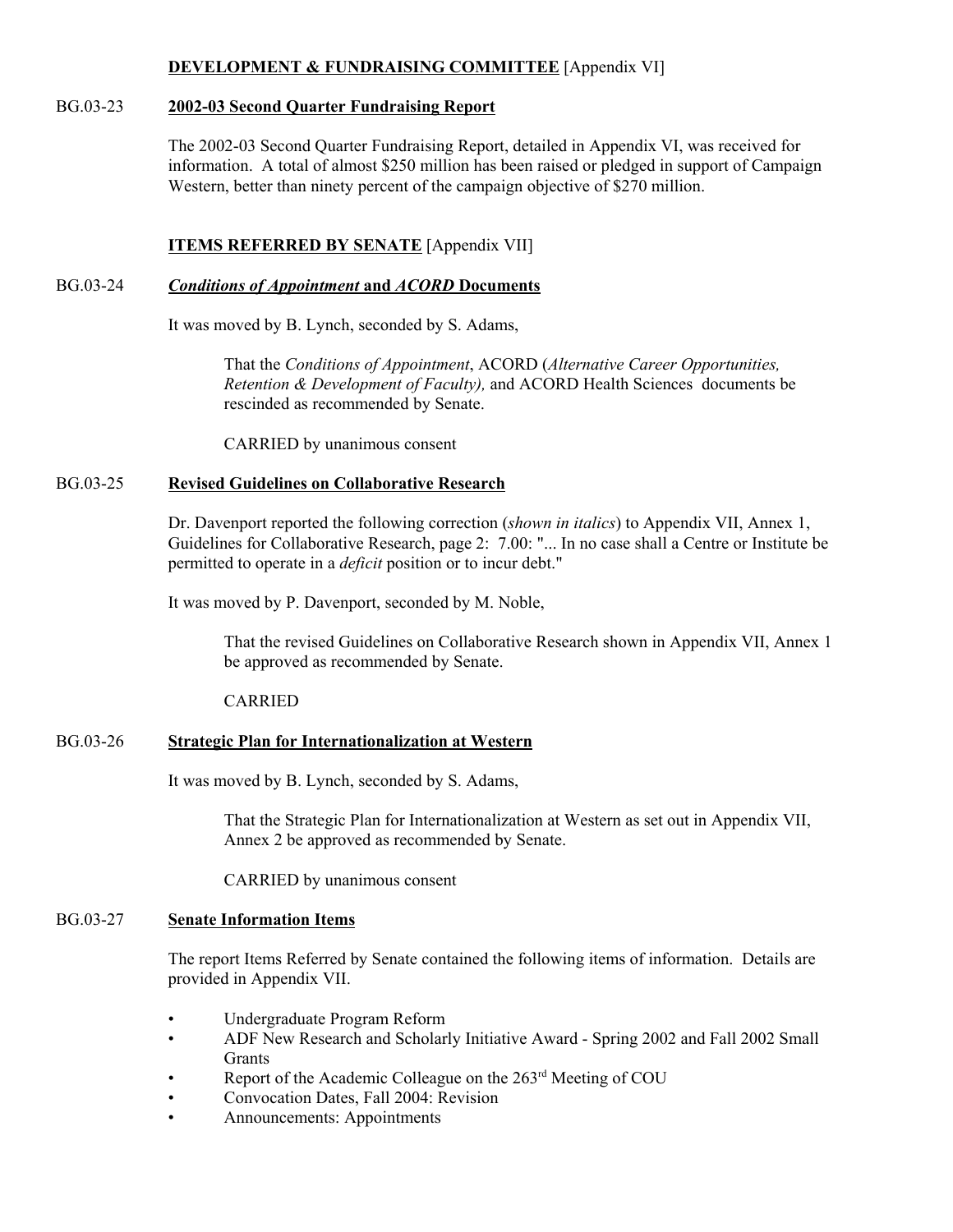## **DEVELOPMENT & FUNDRAISING COMMITTEE** [Appendix VI]

BG.03-23 **2002-03 Second Quarter Fundraising Report**

The 2002-03 Second Quarter Fundraising Report, detailed in Appendix VI, was received for information. A total of almost $250 million has been raised or pledged in support of Campaign Western, better than ninety percent of the campaign objective of $270 million.

## **ITEMS REFERRED BY SENATE** [Appendix VII]

BG.03-24 ***Conditions of Appointment* and *ACORD* Documents**

It was moved by B. Lynch, seconded by S. Adams,

> That the *Conditions of Appointment*, ACORD (*Alternative Career Opportunities, Retention & Development of Faculty),* and ACORD Health Sciences documents be rescinded as recommended by Senate.
>
> CARRIED by unanimous consent

BG.03-25 **Revised Guidelines on Collaborative Research**

Dr. Davenport reported the following correction (*shown in italics*) to Appendix VII, Annex 1, Guidelines for Collaborative Research, page 2: 7.00: "... In no case shall a Centre or Institute be permitted to operate in a *deficit* position or to incur debt."

It was moved by P. Davenport, seconded by M. Noble,

> That the revised Guidelines on Collaborative Research shown in Appendix VII, Annex 1 be approved as recommended by Senate.
>
> CARRIED

BG.03-26 **Strategic Plan for Internationalization at Western**

It was moved by B. Lynch, seconded by S. Adams,

> That the Strategic Plan for Internationalization at Western as set out in Appendix VII, Annex 2 be approved as recommended by Senate.
>
> CARRIED by unanimous consent

BG.03-27 **Senate Information Items**

The report Items Referred by Senate contained the following items of information. Details are provided in Appendix VII.

- Undergraduate Program Reform
- ADF New Research and Scholarly Initiative Award - Spring 2002 and Fall 2002 Small Grants
- Report of the Academic Colleague on the 263rd Meeting of COU
- Convocation Dates, Fall 2004: Revision
- Announcements: Appointments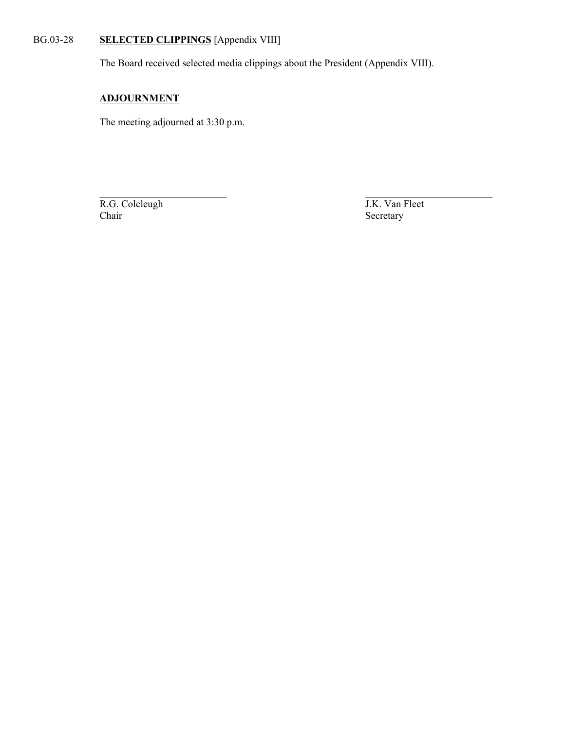BG.03-28 **SELECTED CLIPPINGS** [Appendix VIII]

The Board received selected media clippings about the President (Appendix VIII).

**ADJOURNMENT**

The meeting adjourned at 3:30 p.m.

| ___________________________ | ___________________________ |
|---|---|
| R.G. Colcleugh | J.K. Van Fleet |
| Chair | Secretary |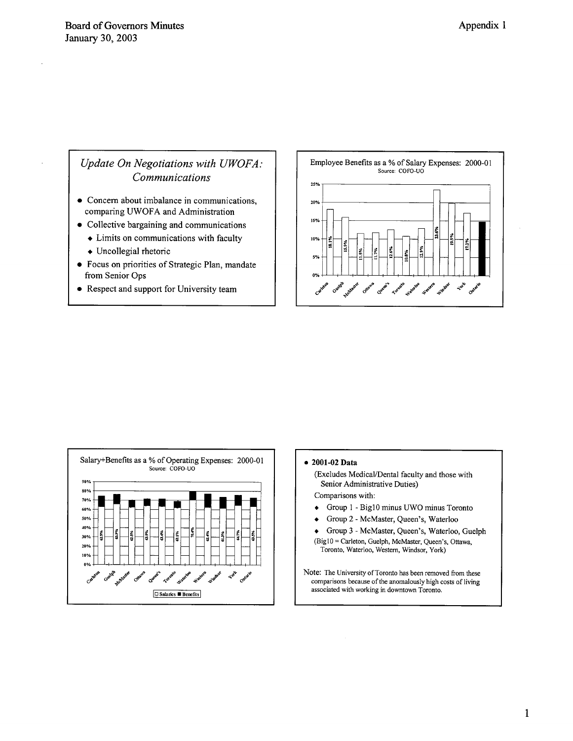## Update On Negotiations with UWOFA: Communications

- Concern about imbalance in communications, comparing UWOFA and Administration
- Collective bargaining and communications
  - Limits on communications with faculty
  - Uncollegial rhetoric
- Focus on priorities of Strategic Plan, mandate from Senior Ops
- Respect and support for University team

**Employee Benefits as a % of Salary Expenses: 2000-01**

Source: COFO-UO

| University | Benefits as % of Salary Expenses |
|---|---|
| Carleton | 18.1% |
| Guelph | 15.9% |
| McMaster | 11.5% |
| Ottawa | 11.7% |
| Queen's | 12.6% |
| Toronto | 10.8% |
| Waterloo | 12.9% |
| Western | 23.6% |
| Windsor | 19.9% |
| York | 17.2% |
| Ontario | |

**Salary+Benefits as a % of Operating Expenses: 2000-01**

Source: COFO-UO

| University | Salaries |
|---|---|
| Carleton | 62.9% |
| Guelph | 65.9% |
| McMaster | 62.5% |
| Ottawa | 63.9% |
| Queen's | 63.4% |
| Toronto | 62.1% |
| Waterloo | 70.4% |
| Western | 62.4% |
| Windsor | 61.3% |
| York | 64.7% |
| Ontario | 63.5% |

□ Salaries ■ Benefits

- **2001-02 Data**

  (Excludes Medical/Dental faculty and those with Senior Administrative Duties)

  Comparisons with:

  - Group 1 - Big10 minus UWO minus Toronto
  - Group 2 - McMaster, Queen's, Waterloo
  - Group 3 - McMaster, Queen's, Waterloo, Guelph

  (Big10 = Carleton, Guelph, McMaster, Queen's, Ottawa, Toronto, Waterloo, Western, Windsor, York)

Note: The University of Toronto has been removed from these comparisons because of the anomalously high costs of living associated with working in downtown Toronto.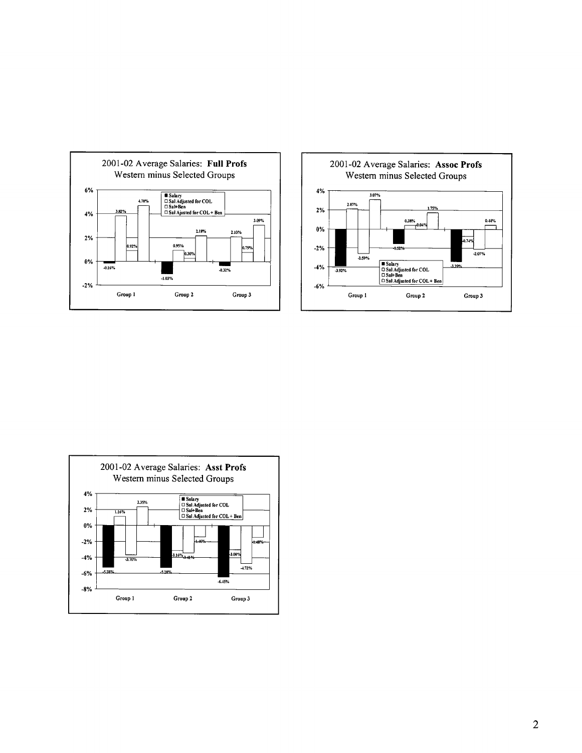**2001-02 Average Salaries: Full Profs**
Western minus Selected Groups

| | Group 1 | Group 2 | Group 3 |
|---|---|---|---|
| Salary | -0.16% | -1.03% | -0.32% |
| Sal Adjusted for COL | 3.82% | 0.95% | 2.10% |
| Sal+Ben | 0.92% | 0.30% | 0.75% |
| Sal Ajusted for COL + Ben | 4.70% | 2.18% | 3.09% |

**2001-02 Average Salaries: Assoc Profs**
Western minus Selected Groups

| | Group 1 | Group 2 | Group 3 |
|---|---|---|---|
| Salary | -3.92% | -1.52% | -3.39% |
| Sal Adjusted for COL | 2.07% | 0.38% | -0.74% |
| Sal+Ben | -2.59% | 0.04% | -2.07% |
| Sal Adjusted for COL + Ben | 3.07% | 1.75% | 0.44% |

**2001-02 Average Salaries: Asst Profs**
Western minus Selected Groups

| | Group 1 | Group 2 | Group 3 |
|---|---|---|---|
| Salary | -5.28% | -5.28% | -6.45% |
| Sal Adjusted for COL | 1.16% | -3.16% | -3.00% |
| Sal+Ben | -3.70% | -3.41% | -4.72% |
| Sal Adjusted for COL + Ben | 2.35% | -1.40% | -1.48% |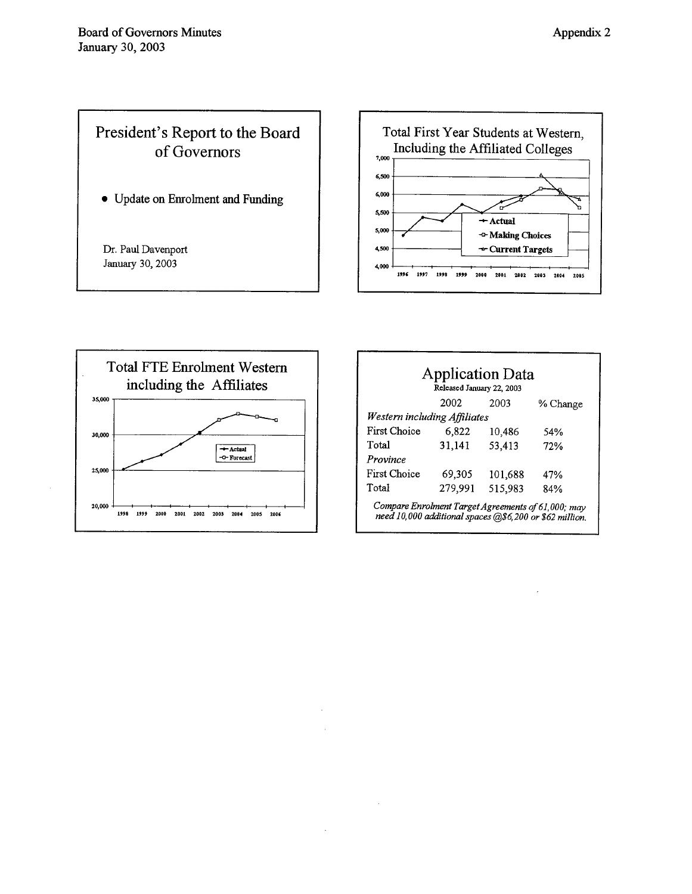Board of Governors Minutes
January 30, 2003

Appendix 2

## President's Report to the Board of Governors

- Update on Enrolment and Funding

Dr. Paul Davenport
January 30, 2003

## Total First Year Students at Western, Including the Affiliated Colleges

7,000
6,500
6,000
5,500
5,000
4,500
4,000

1996 1997 1998 1999 2000 2001 2002 2003 2004 2005

Actual
Making Choices
Current Targets

## Total FTE Enrolment Western including the Affiliates

35,000
30,000
25,000
20,000

1998 1999 2000 2001 2002 2003 2004 2005 2006

Actual
Forecast

## Application Data

Released January 22, 2003

| | 2002 | 2003 | % Change |
|---|---|---|---|
| *Western including Affiliates* | | | |
| First Choice | 6,822 | 10,486 | 54% |
| Total | 31,141 | 53,413 | 72% |
| *Province* | | | |
| First Choice | 69,305 | 101,688 | 47% |
| Total | 279,991 | 515,983 | 84% |

*Compare Enrolment Target Agreements of 61,000; may need 10,000 additional spaces @$6,200 or $62 million.*